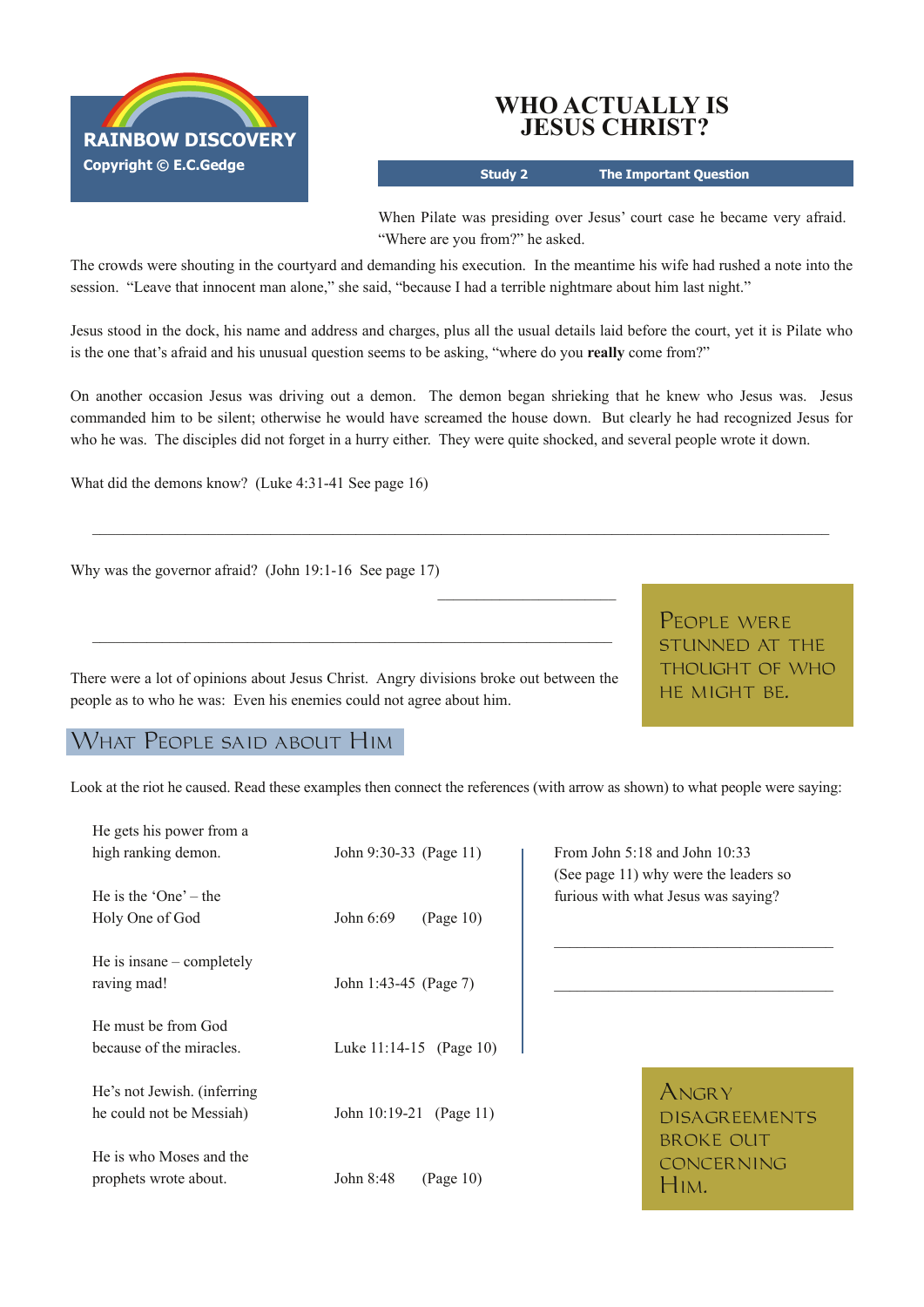RAINBOW DISCOVERY
Copyright © E.C.Gedge

# WHO ACTUALLY IS JESUS CHRIST?

**Study 2 — The Important Question**

When Pilate was presiding over Jesus' court case he became very afraid. "Where are you from?" he asked.

The crowds were shouting in the courtyard and demanding his execution. In the meantime his wife had rushed a note into the session. "Leave that innocent man alone," she said, "because I had a terrible nightmare about him last night."

Jesus stood in the dock, his name and address and charges, plus all the usual details laid before the court, yet it is Pilate who is the one that's afraid and his unusual question seems to be asking, "where do you **really** come from?"

On another occasion Jesus was driving out a demon. The demon began shrieking that he knew who Jesus was. Jesus commanded him to be silent; otherwise he would have screamed the house down. But clearly he had recognized Jesus for who he was. The disciples did not forget in a hurry either. They were quite shocked, and several people wrote it down.

What did the demons know? (Luke 4:31-41 See page 16)

_______________________________________________

Why was the governor afraid? (John 19:1-16 See page 17)

_______________________________________________

_______________________________________________

> PEOPLE WERE STUNNED AT THE THOUGHT OF WHO HE MIGHT BE.

There were a lot of opinions about Jesus Christ. Angry divisions broke out between the people as to who he was: Even his enemies could not agree about him.

## WHAT PEOPLE SAID ABOUT HIM

Look at the riot he caused. Read these examples then connect the references (with arrow as shown) to what people were saying:

| What people said | Reference |
|---|---|
| He gets his power from a high ranking demon. | John 9:30-33 (Page 11) |
| He is the 'One' – the Holy One of God | John 6:69 (Page 10) |
| He is insane – completely raving mad! | John 1:43-45 (Page 7) |
| He must be from God because of the miracles. | Luke 11:14-15 (Page 10) |
| He's not Jewish. (inferring he could not be Messiah) | John 10:19-21 (Page 11) |
| He is who Moses and the prophets wrote about. | John 8:48 (Page 10) |

From John 5:18 and John 10:33 (See page 11) why were the leaders so furious with what Jesus was saying?

_______________________________________________

_______________________________________________

> ANGRY DISAGREEMENTS BROKE OUT CONCERNING HIM.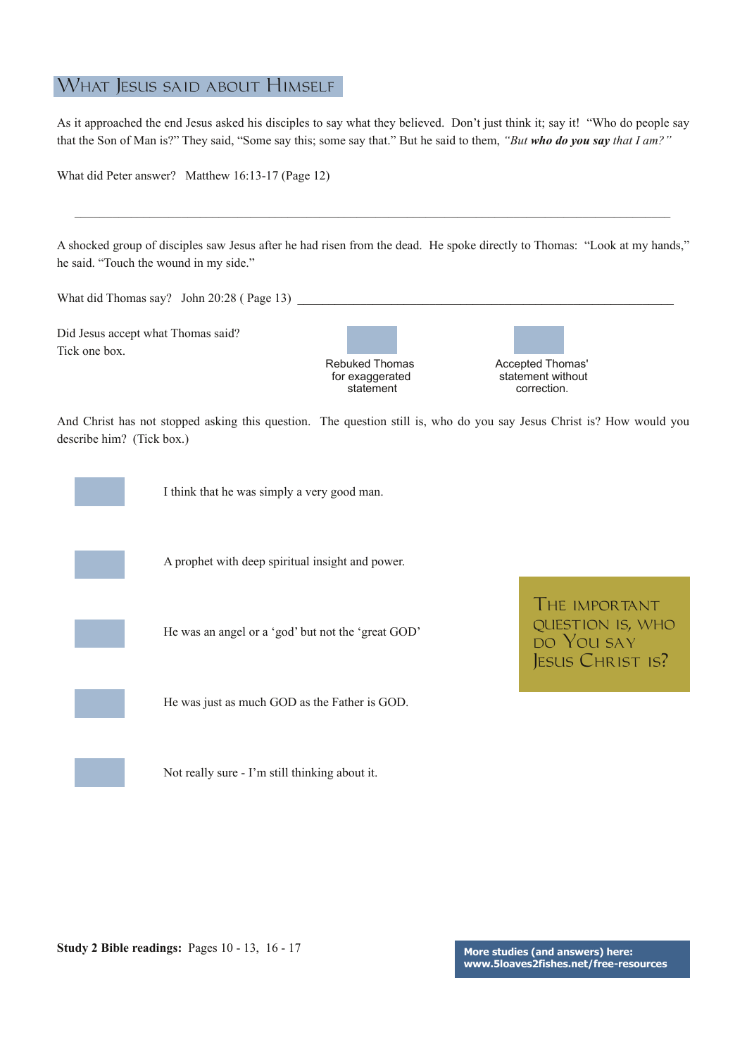## What Jesus said about Himself

As it approached the end Jesus asked his disciples to say what they believed. Don't just think it; say it! "Who do people say that the Son of Man is?" They said, "Some say this; some say that." But he said to them, *"But **who do you say** that I am?"*

What did Peter answer? Matthew 16:13-17 (Page 12)

______________________________________________________________________

A shocked group of disciples saw Jesus after he had risen from the dead. He spoke directly to Thomas: "Look at my hands," he said. "Touch the wound in my side."

What did Thomas say? John 20:28 ( Page 13) ________________________________________________

Did Jesus accept what Thomas said?
Tick one box.

- [ ] Rebuked Thomas for exaggerated statement
- [ ] Accepted Thomas' statement without correction.

And Christ has not stopped asking this question. The question still is, who do you say Jesus Christ is? How would you describe him? (Tick box.)

- [ ] I think that he was simply a very good man.
- [ ] A prophet with deep spiritual insight and power.
- [ ] He was an angel or a 'god' but not the 'great GOD'
- [ ] He was just as much GOD as the Father is GOD.
- [ ] Not really sure - I'm still thinking about it.

**The important question is, who do You say Jesus Christ is?**

**Study 2 Bible readings:** Pages 10 - 13, 16 - 17

**More studies (and answers) here: www.5loaves2fishes.net/free-resources**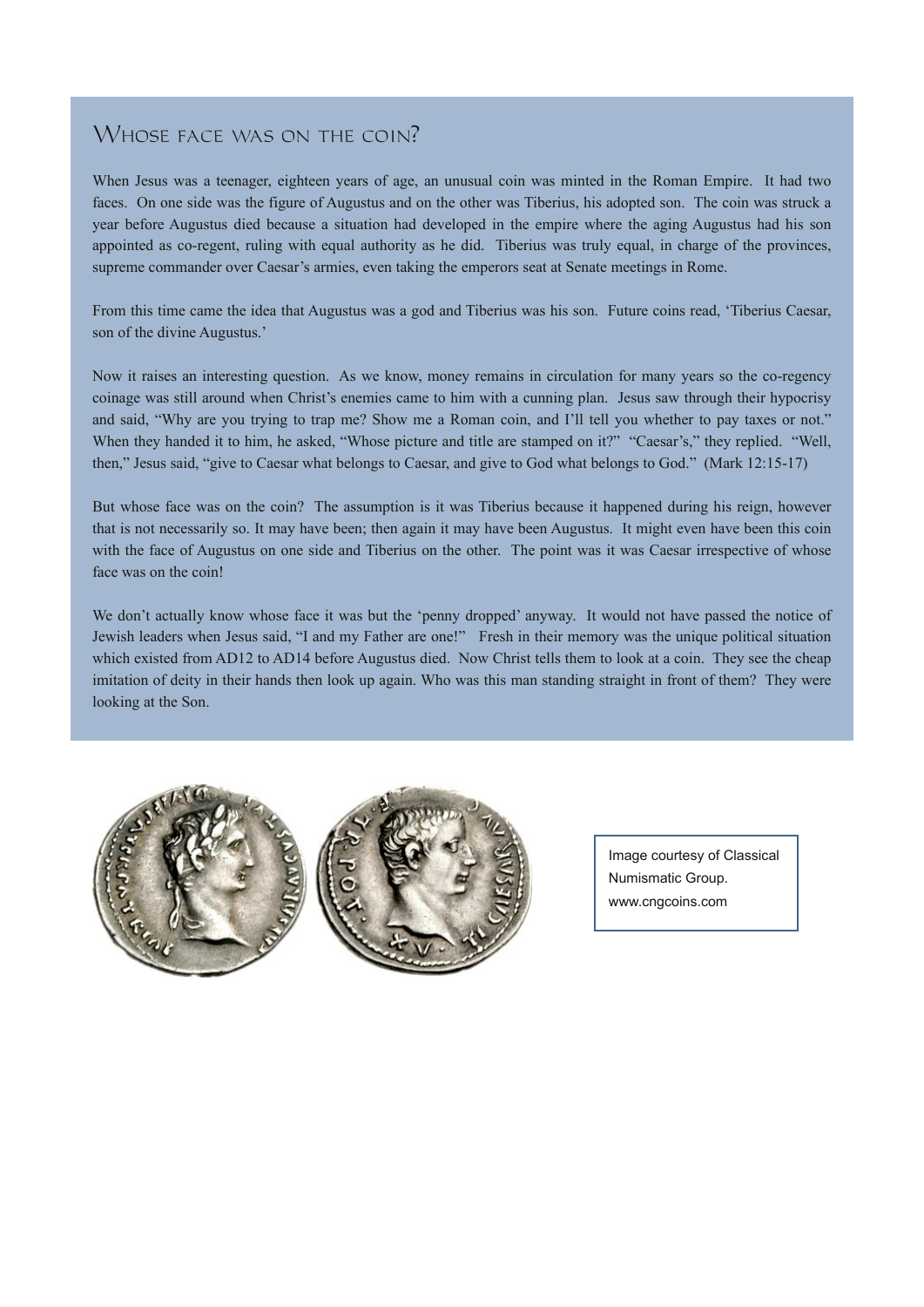## Whose face was on the coin?

When Jesus was a teenager, eighteen years of age, an unusual coin was minted in the Roman Empire. It had two faces. On one side was the figure of Augustus and on the other was Tiberius, his adopted son. The coin was struck a year before Augustus died because a situation had developed in the empire where the aging Augustus had his son appointed as co-regent, ruling with equal authority as he did. Tiberius was truly equal, in charge of the provinces, supreme commander over Caesar's armies, even taking the emperors seat at Senate meetings in Rome.

From this time came the idea that Augustus was a god and Tiberius was his son. Future coins read, 'Tiberius Caesar, son of the divine Augustus.'

Now it raises an interesting question. As we know, money remains in circulation for many years so the co-regency coinage was still around when Christ's enemies came to him with a cunning plan. Jesus saw through their hypocrisy and said, "Why are you trying to trap me? Show me a Roman coin, and I'll tell you whether to pay taxes or not." When they handed it to him, he asked, "Whose picture and title are stamped on it?" "Caesar's," they replied. "Well, then," Jesus said, "give to Caesar what belongs to Caesar, and give to God what belongs to God." (Mark 12:15-17)

But whose face was on the coin? The assumption is it was Tiberius because it happened during his reign, however that is not necessarily so. It may have been; then again it may have been Augustus. It might even have been this coin with the face of Augustus on one side and Tiberius on the other. The point was it was Caesar irrespective of whose face was on the coin!

We don't actually know whose face it was but the 'penny dropped' anyway. It would not have passed the notice of Jewish leaders when Jesus said, "I and my Father are one!" Fresh in their memory was the unique political situation which existed from AD12 to AD14 before Augustus died. Now Christ tells them to look at a coin. They see the cheap imitation of deity in their hands then look up again. Who was this man standing straight in front of them? They were looking at the Son.

Image courtesy of Classical Numismatic Group. www.cngcoins.com